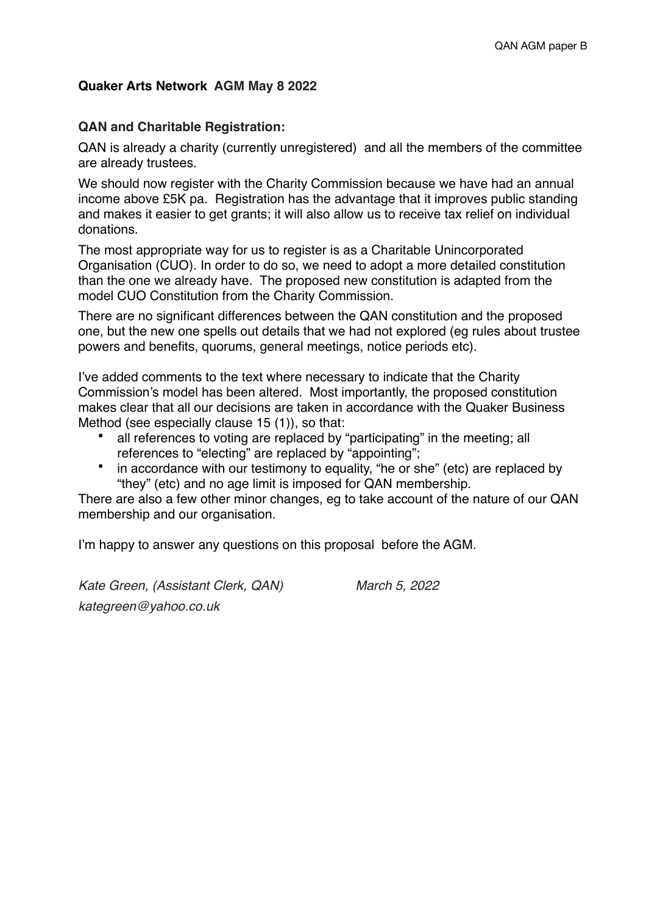**Quaker Arts Network AGM May 8 2022**

**QAN and Charitable Registration:**

QAN is already a charity (currently unregistered) and all the members of the committee are already trustees.

We should now register with the Charity Commission because we have had an annual income above £5K pa. Registration has the advantage that it improves public standing and makes it easier to get grants; it will also allow us to receive tax relief on individual donations.

The most appropriate way for us to register is as a Charitable Unincorporated Organisation (CUO). In order to do so, we need to adopt a more detailed constitution than the one we already have. The proposed new constitution is adapted from the model CUO Constitution from the Charity Commission.

There are no significant differences between the QAN constitution and the proposed one, but the new one spells out details that we had not explored (eg rules about trustee powers and benefits, quorums, general meetings, notice periods etc).

I've added comments to the text where necessary to indicate that the Charity Commission's model has been altered. Most importantly, the proposed constitution makes clear that all our decisions are taken in accordance with the Quaker Business Method (see especially clause 15 (1)), so that:

- all references to voting are replaced by "participating" in the meeting; all references to "electing" are replaced by "appointing";
- in accordance with our testimony to equality, "he or she" (etc) are replaced by "they" (etc) and no age limit is imposed for QAN membership.

There are also a few other minor changes, eg to take account of the nature of our QAN membership and our organisation.

I'm happy to answer any questions on this proposal before the AGM.

*Kate Green, (Assistant Clerk, QAN)* *March 5, 2022*

*kategreen@yahoo.co.uk*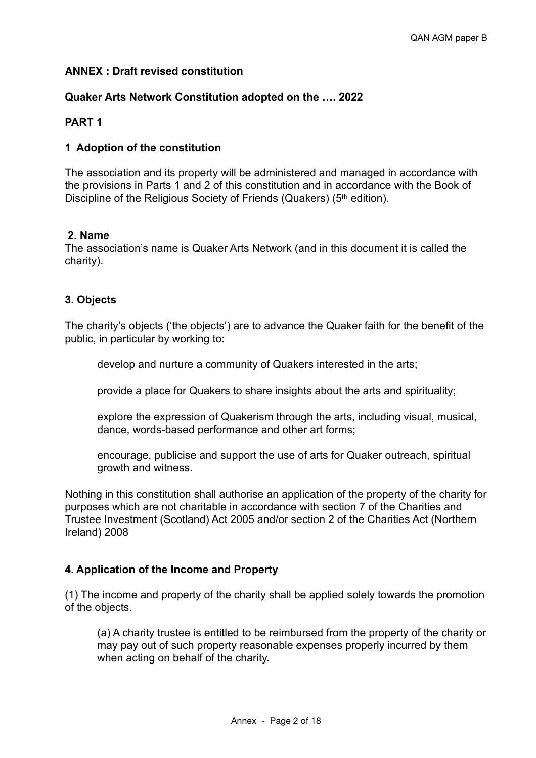**ANNEX : Draft revised constitution**

**Quaker Arts Network Constitution adopted on the …. 2022**

**PART 1**

**1 Adoption of the constitution**

The association and its property will be administered and managed in accordance with the provisions in Parts 1 and 2 of this constitution and in accordance with the Book of Discipline of the Religious Society of Friends (Quakers) (5th edition).

**2. Name**

The association's name is Quaker Arts Network (and in this document it is called the charity).

**3. Objects**

The charity's objects ('the objects') are to advance the Quaker faith for the benefit of the public, in particular by working to:

> develop and nurture a community of Quakers interested in the arts;
>
> provide a place for Quakers to share insights about the arts and spirituality;
>
> explore the expression of Quakerism through the arts, including visual, musical, dance, words-based performance and other art forms;
>
> encourage, publicise and support the use of arts for Quaker outreach, spiritual growth and witness.

Nothing in this constitution shall authorise an application of the property of the charity for purposes which are not charitable in accordance with section 7 of the Charities and Trustee Investment (Scotland) Act 2005 and/or section 2 of the Charities Act (Northern Ireland) 2008

**4. Application of the Income and Property**

(1) The income and property of the charity shall be applied solely towards the promotion of the objects.

> (a) A charity trustee is entitled to be reimbursed from the property of the charity or may pay out of such property reasonable expenses properly incurred by them when acting on behalf of the charity.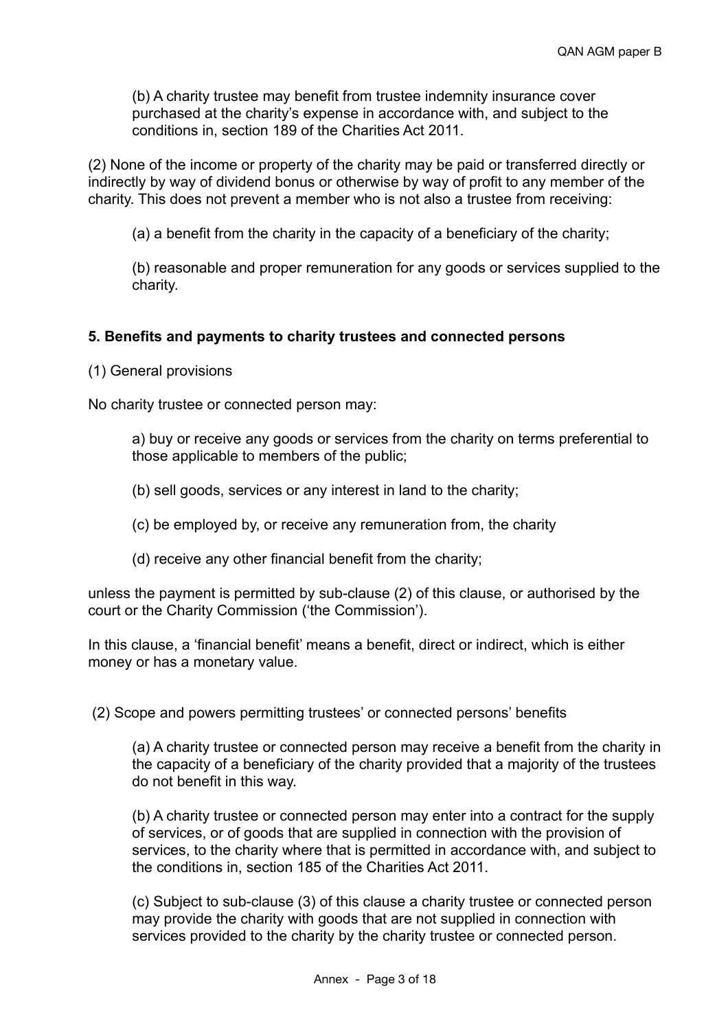(b) A charity trustee may benefit from trustee indemnity insurance cover purchased at the charity's expense in accordance with, and subject to the conditions in, section 189 of the Charities Act 2011.

(2) None of the income or property of the charity may be paid or transferred directly or indirectly by way of dividend bonus or otherwise by way of profit to any member of the charity. This does not prevent a member who is not also a trustee from receiving:

(a) a benefit from the charity in the capacity of a beneficiary of the charity;

(b) reasonable and proper remuneration for any goods or services supplied to the charity.

**5. Benefits and payments to charity trustees and connected persons**

(1) General provisions

No charity trustee or connected person may:

a) buy or receive any goods or services from the charity on terms preferential to those applicable to members of the public;

(b) sell goods, services or any interest in land to the charity;

(c) be employed by, or receive any remuneration from, the charity

(d) receive any other financial benefit from the charity;

unless the payment is permitted by sub-clause (2) of this clause, or authorised by the court or the Charity Commission ('the Commission').

In this clause, a 'financial benefit' means a benefit, direct or indirect, which is either money or has a monetary value.

(2) Scope and powers permitting trustees' or connected persons' benefits

(a) A charity trustee or connected person may receive a benefit from the charity in the capacity of a beneficiary of the charity provided that a majority of the trustees do not benefit in this way.

(b) A charity trustee or connected person may enter into a contract for the supply of services, or of goods that are supplied in connection with the provision of services, to the charity where that is permitted in accordance with, and subject to the conditions in, section 185 of the Charities Act 2011.

(c) Subject to sub-clause (3) of this clause a charity trustee or connected person may provide the charity with goods that are not supplied in connection with services provided to the charity by the charity trustee or connected person.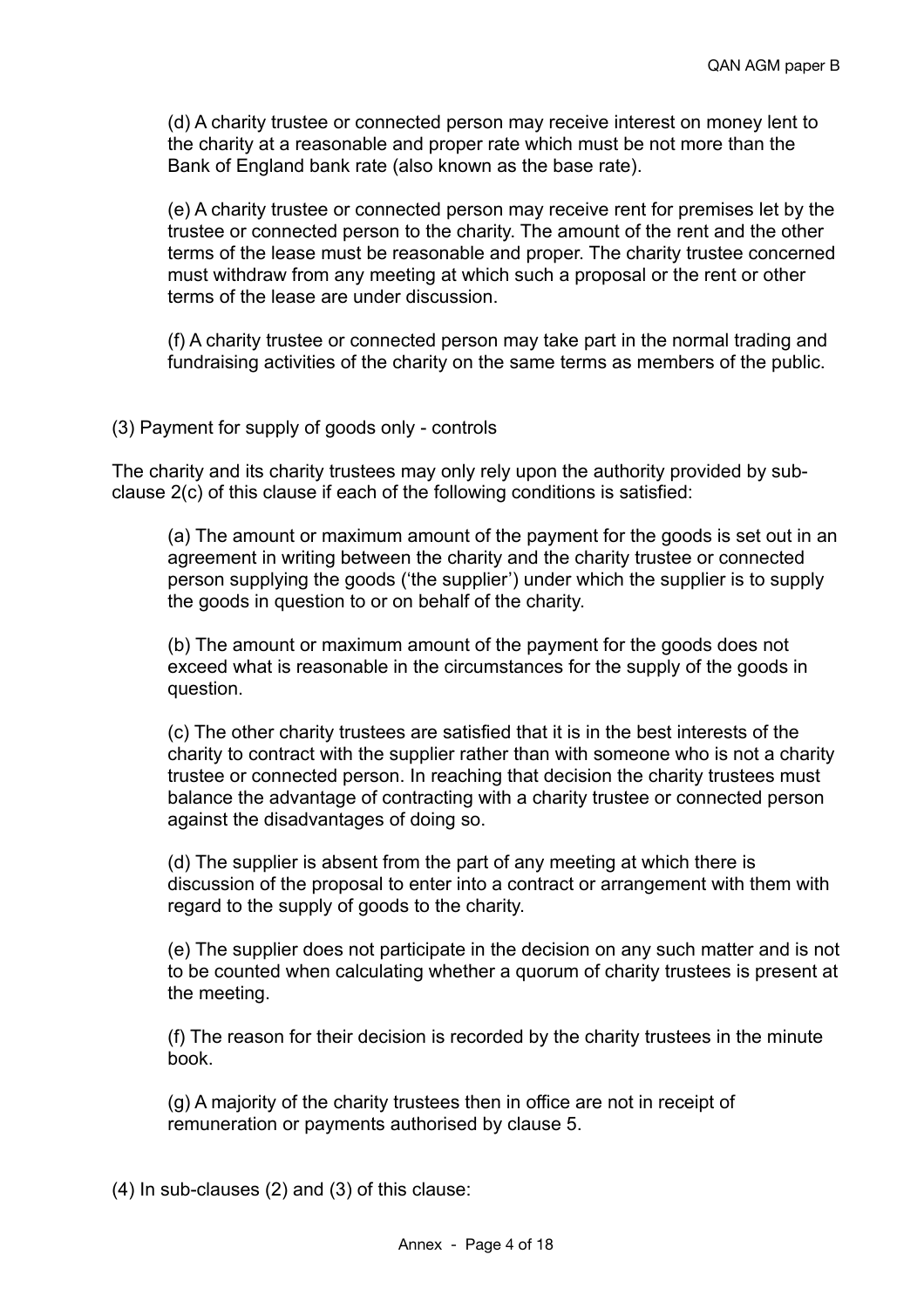(d) A charity trustee or connected person may receive interest on money lent to the charity at a reasonable and proper rate which must be not more than the Bank of England bank rate (also known as the base rate).

(e) A charity trustee or connected person may receive rent for premises let by the trustee or connected person to the charity. The amount of the rent and the other terms of the lease must be reasonable and proper. The charity trustee concerned must withdraw from any meeting at which such a proposal or the rent or other terms of the lease are under discussion.

(f) A charity trustee or connected person may take part in the normal trading and fundraising activities of the charity on the same terms as members of the public.

(3) Payment for supply of goods only - controls

The charity and its charity trustees may only rely upon the authority provided by sub-clause 2(c) of this clause if each of the following conditions is satisfied:

(a) The amount or maximum amount of the payment for the goods is set out in an agreement in writing between the charity and the charity trustee or connected person supplying the goods ('the supplier') under which the supplier is to supply the goods in question to or on behalf of the charity.

(b) The amount or maximum amount of the payment for the goods does not exceed what is reasonable in the circumstances for the supply of the goods in question.

(c) The other charity trustees are satisfied that it is in the best interests of the charity to contract with the supplier rather than with someone who is not a charity trustee or connected person. In reaching that decision the charity trustees must balance the advantage of contracting with a charity trustee or connected person against the disadvantages of doing so.

(d) The supplier is absent from the part of any meeting at which there is discussion of the proposal to enter into a contract or arrangement with them with regard to the supply of goods to the charity.

(e) The supplier does not participate in the decision on any such matter and is not to be counted when calculating whether a quorum of charity trustees is present at the meeting.

(f) The reason for their decision is recorded by the charity trustees in the minute book.

(g) A majority of the charity trustees then in office are not in receipt of remuneration or payments authorised by clause 5.

(4) In sub-clauses (2) and (3) of this clause: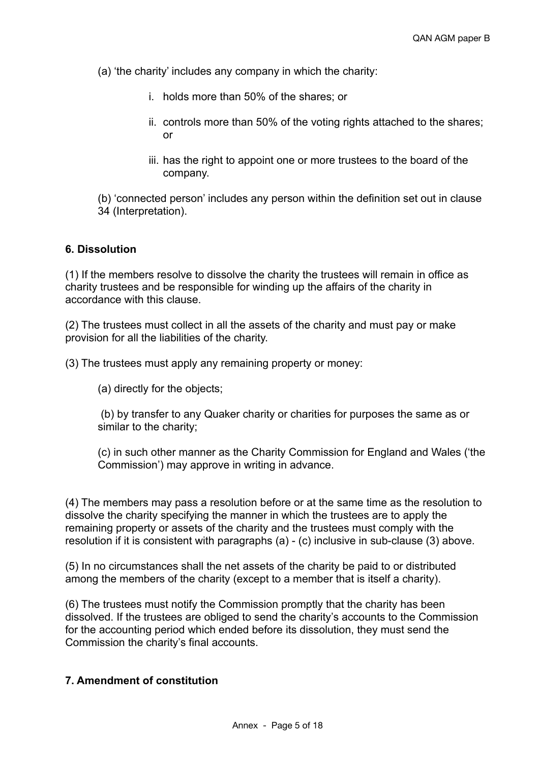(a) 'the charity' includes any company in which the charity:

  i. holds more than 50% of the shares; or

  ii. controls more than 50% of the voting rights attached to the shares; or

  iii. has the right to appoint one or more trustees to the board of the company.

(b) 'connected person' includes any person within the definition set out in clause 34 (Interpretation).

**6. Dissolution**

(1) If the members resolve to dissolve the charity the trustees will remain in office as charity trustees and be responsible for winding up the affairs of the charity in accordance with this clause.

(2) The trustees must collect in all the assets of the charity and must pay or make provision for all the liabilities of the charity.

(3) The trustees must apply any remaining property or money:

(a) directly for the objects;

(b) by transfer to any Quaker charity or charities for purposes the same as or similar to the charity;

(c) in such other manner as the Charity Commission for England and Wales ('the Commission') may approve in writing in advance.

(4) The members may pass a resolution before or at the same time as the resolution to dissolve the charity specifying the manner in which the trustees are to apply the remaining property or assets of the charity and the trustees must comply with the resolution if it is consistent with paragraphs (a) - (c) inclusive in sub-clause (3) above.

(5) In no circumstances shall the net assets of the charity be paid to or distributed among the members of the charity (except to a member that is itself a charity).

(6) The trustees must notify the Commission promptly that the charity has been dissolved. If the trustees are obliged to send the charity's accounts to the Commission for the accounting period which ended before its dissolution, they must send the Commission the charity's final accounts.

**7. Amendment of constitution**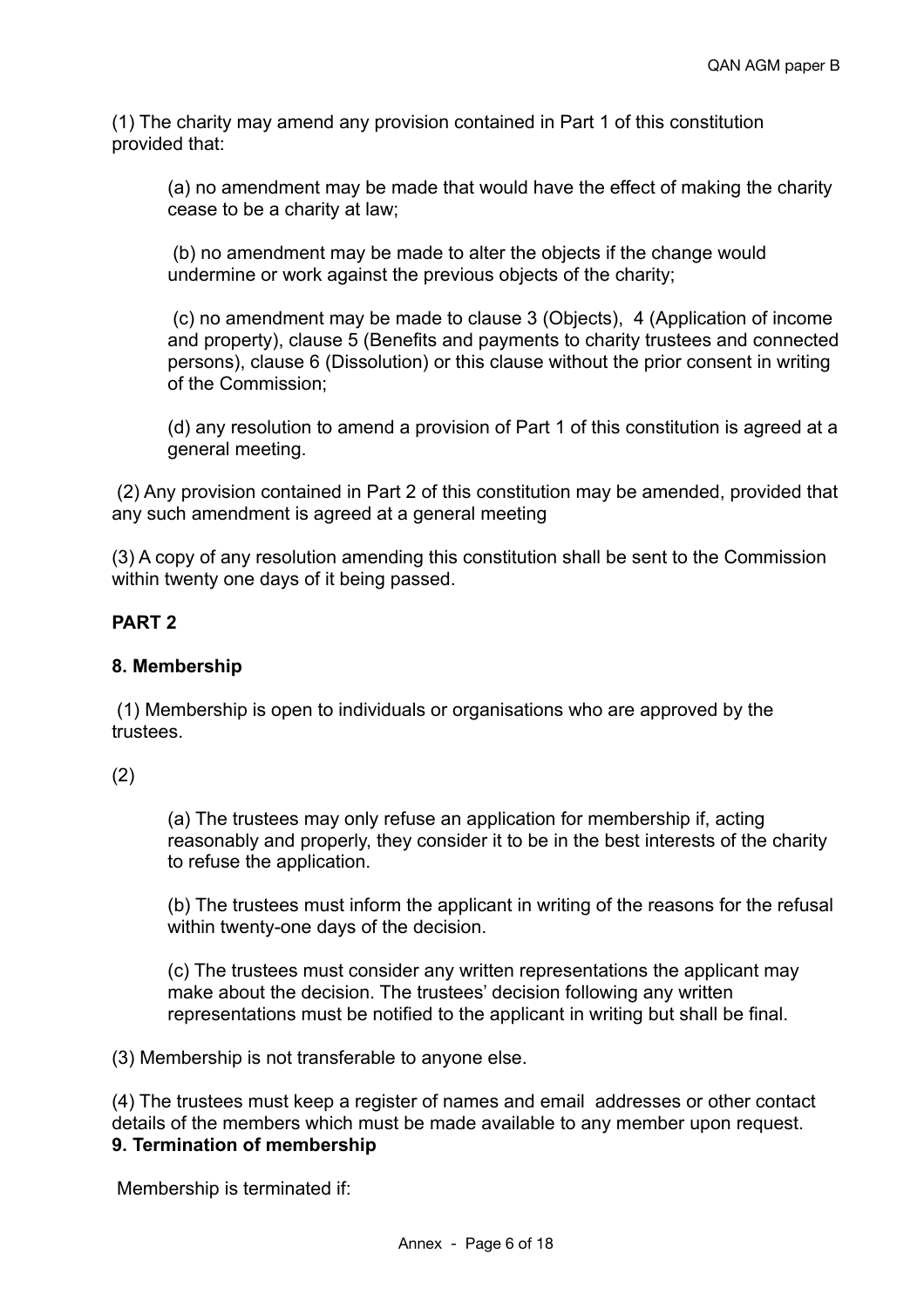(1) The charity may amend any provision contained in Part 1 of this constitution provided that:

(a) no amendment may be made that would have the effect of making the charity cease to be a charity at law;

(b) no amendment may be made to alter the objects if the change would undermine or work against the previous objects of the charity;

(c) no amendment may be made to clause 3 (Objects), 4 (Application of income and property), clause 5 (Benefits and payments to charity trustees and connected persons), clause 6 (Dissolution) or this clause without the prior consent in writing of the Commission;

(d) any resolution to amend a provision of Part 1 of this constitution is agreed at a general meeting.

(2) Any provision contained in Part 2 of this constitution may be amended, provided that any such amendment is agreed at a general meeting

(3) A copy of any resolution amending this constitution shall be sent to the Commission within twenty one days of it being passed.

**PART 2**

**8. Membership**

(1) Membership is open to individuals or organisations who are approved by the trustees.

(2)

(a) The trustees may only refuse an application for membership if, acting reasonably and properly, they consider it to be in the best interests of the charity to refuse the application.

(b) The trustees must inform the applicant in writing of the reasons for the refusal within twenty-one days of the decision.

(c) The trustees must consider any written representations the applicant may make about the decision. The trustees' decision following any written representations must be notified to the applicant in writing but shall be final.

(3) Membership is not transferable to anyone else.

(4) The trustees must keep a register of names and email addresses or other contact details of the members which must be made available to any member upon request.

**9. Termination of membership**

Membership is terminated if: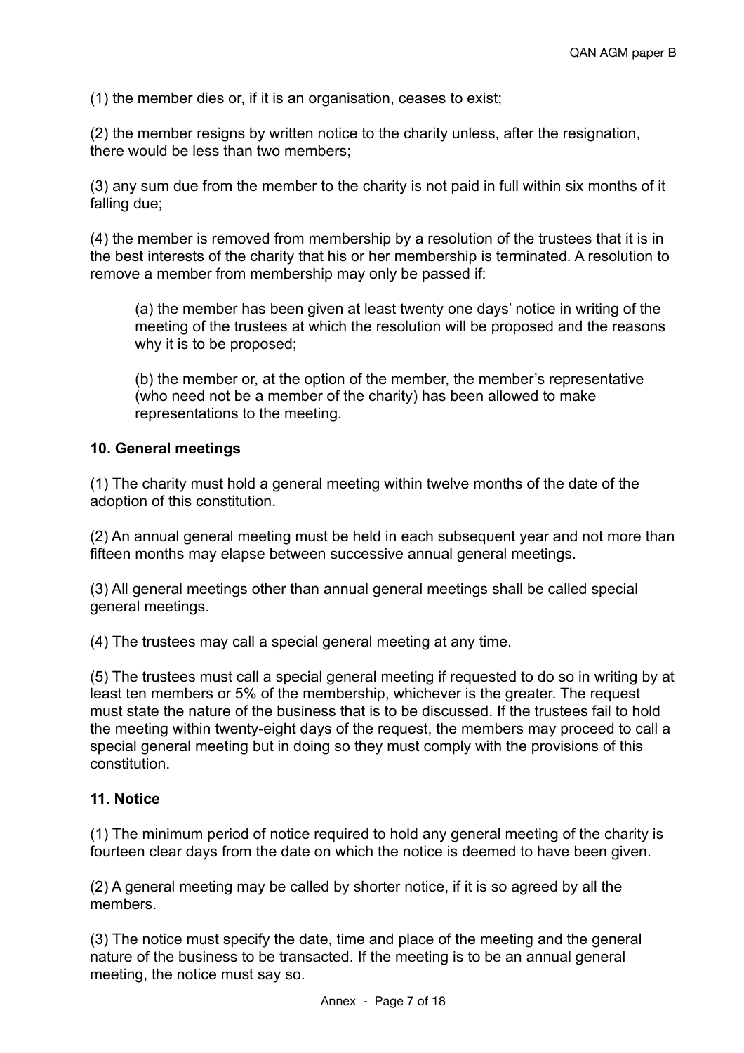(1) the member dies or, if it is an organisation, ceases to exist;

(2) the member resigns by written notice to the charity unless, after the resignation, there would be less than two members;

(3) any sum due from the member to the charity is not paid in full within six months of it falling due;

(4) the member is removed from membership by a resolution of the trustees that it is in the best interests of the charity that his or her membership is terminated. A resolution to remove a member from membership may only be passed if:

> (a) the member has been given at least twenty one days' notice in writing of the meeting of the trustees at which the resolution will be proposed and the reasons why it is to be proposed;
>
> (b) the member or, at the option of the member, the member's representative (who need not be a member of the charity) has been allowed to make representations to the meeting.

**10. General meetings**

(1) The charity must hold a general meeting within twelve months of the date of the adoption of this constitution.

(2) An annual general meeting must be held in each subsequent year and not more than fifteen months may elapse between successive annual general meetings.

(3) All general meetings other than annual general meetings shall be called special general meetings.

(4) The trustees may call a special general meeting at any time.

(5) The trustees must call a special general meeting if requested to do so in writing by at least ten members or 5% of the membership, whichever is the greater. The request must state the nature of the business that is to be discussed. If the trustees fail to hold the meeting within twenty-eight days of the request, the members may proceed to call a special general meeting but in doing so they must comply with the provisions of this constitution.

**11. Notice**

(1) The minimum period of notice required to hold any general meeting of the charity is fourteen clear days from the date on which the notice is deemed to have been given.

(2) A general meeting may be called by shorter notice, if it is so agreed by all the members.

(3) The notice must specify the date, time and place of the meeting and the general nature of the business to be transacted. If the meeting is to be an annual general meeting, the notice must say so.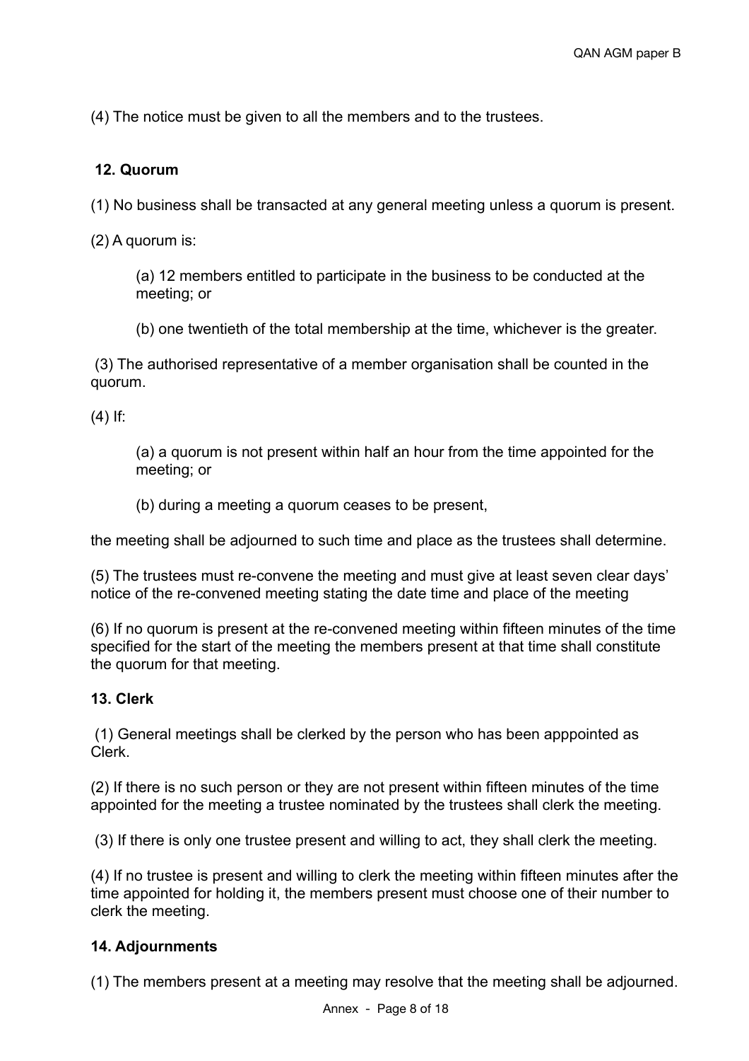(4) The notice must be given to all the members and to the trustees.

**12. Quorum**

(1) No business shall be transacted at any general meeting unless a quorum is present.

(2) A quorum is:

> (a) 12 members entitled to participate in the business to be conducted at the meeting; or
>
> (b) one twentieth of the total membership at the time, whichever is the greater.

(3) The authorised representative of a member organisation shall be counted in the quorum.

(4) If:

> (a) a quorum is not present within half an hour from the time appointed for the meeting; or
>
> (b) during a meeting a quorum ceases to be present,

the meeting shall be adjourned to such time and place as the trustees shall determine.

(5) The trustees must re-convene the meeting and must give at least seven clear days' notice of the re-convened meeting stating the date time and place of the meeting

(6) If no quorum is present at the re-convened meeting within fifteen minutes of the time specified for the start of the meeting the members present at that time shall constitute the quorum for that meeting.

**13. Clerk**

(1) General meetings shall be clerked by the person who has been apppointed as Clerk.

(2) If there is no such person or they are not present within fifteen minutes of the time appointed for the meeting a trustee nominated by the trustees shall clerk the meeting.

(3) If there is only one trustee present and willing to act, they shall clerk the meeting.

(4) If no trustee is present and willing to clerk the meeting within fifteen minutes after the time appointed for holding it, the members present must choose one of their number to clerk the meeting.

**14. Adjournments**

(1) The members present at a meeting may resolve that the meeting shall be adjourned.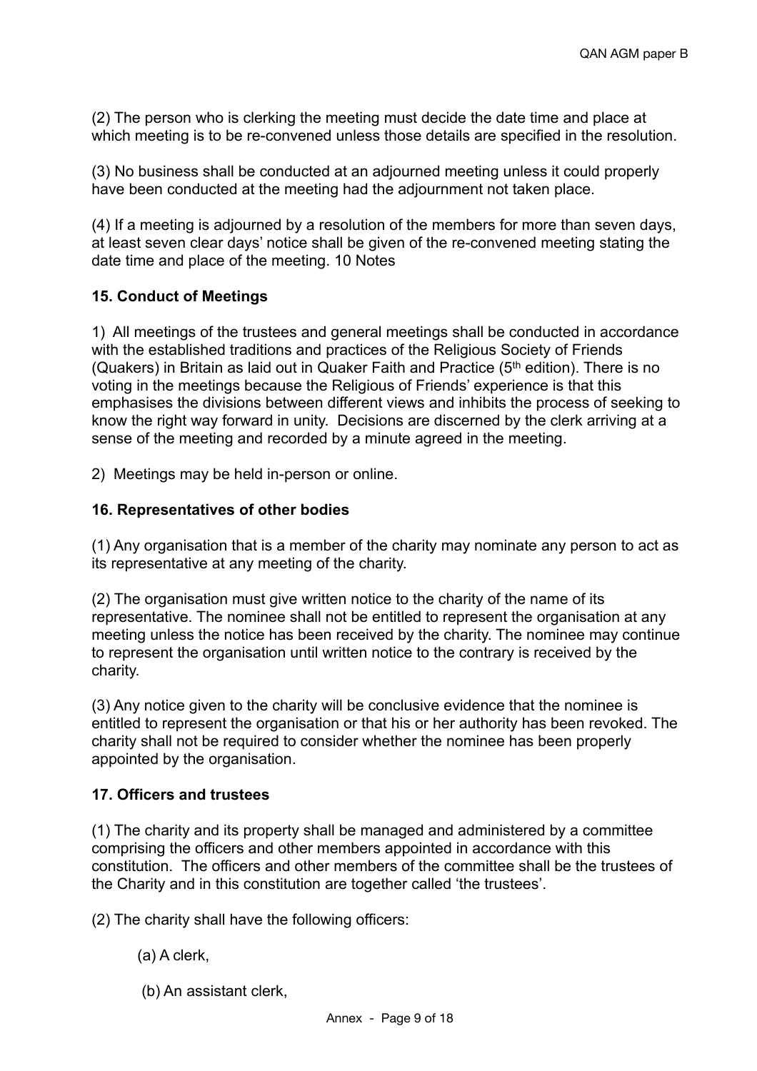(2) The person who is clerking the meeting must decide the date time and place at which meeting is to be re-convened unless those details are specified in the resolution.

(3) No business shall be conducted at an adjourned meeting unless it could properly have been conducted at the meeting had the adjournment not taken place.

(4) If a meeting is adjourned by a resolution of the members for more than seven days, at least seven clear days' notice shall be given of the re-convened meeting stating the date time and place of the meeting. 10 Notes

**15. Conduct of Meetings**

1) All meetings of the trustees and general meetings shall be conducted in accordance with the established traditions and practices of the Religious Society of Friends (Quakers) in Britain as laid out in Quaker Faith and Practice (5th edition). There is no voting in the meetings because the Religious of Friends' experience is that this emphasises the divisions between different views and inhibits the process of seeking to know the right way forward in unity. Decisions are discerned by the clerk arriving at a sense of the meeting and recorded by a minute agreed in the meeting.

2) Meetings may be held in-person or online.

**16. Representatives of other bodies**

(1) Any organisation that is a member of the charity may nominate any person to act as its representative at any meeting of the charity.

(2) The organisation must give written notice to the charity of the name of its representative. The nominee shall not be entitled to represent the organisation at any meeting unless the notice has been received by the charity. The nominee may continue to represent the organisation until written notice to the contrary is received by the charity.

(3) Any notice given to the charity will be conclusive evidence that the nominee is entitled to represent the organisation or that his or her authority has been revoked. The charity shall not be required to consider whether the nominee has been properly appointed by the organisation.

**17. Officers and trustees**

(1) The charity and its property shall be managed and administered by a committee comprising the officers and other members appointed in accordance with this constitution. The officers and other members of the committee shall be the trustees of the Charity and in this constitution are together called 'the trustees'.

(2) The charity shall have the following officers:

(a) A clerk,

(b) An assistant clerk,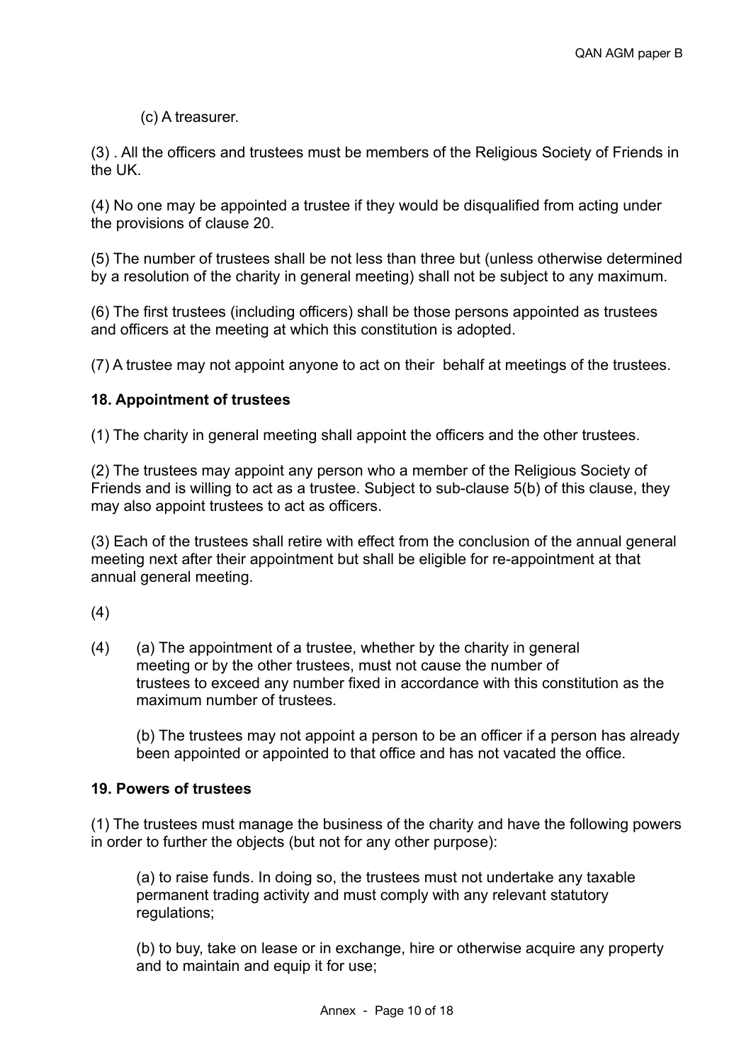(c) A treasurer.

(3) . All the officers and trustees must be members of the Religious Society of Friends in the UK.

(4) No one may be appointed a trustee if they would be disqualified from acting under the provisions of clause 20.

(5) The number of trustees shall be not less than three but (unless otherwise determined by a resolution of the charity in general meeting) shall not be subject to any maximum.

(6) The first trustees (including officers) shall be those persons appointed as trustees and officers at the meeting at which this constitution is adopted.

(7) A trustee may not appoint anyone to act on their behalf at meetings of the trustees.

**18. Appointment of trustees**

(1) The charity in general meeting shall appoint the officers and the other trustees.

(2) The trustees may appoint any person who a member of the Religious Society of Friends and is willing to act as a trustee. Subject to sub-clause 5(b) of this clause, they may also appoint trustees to act as officers.

(3) Each of the trustees shall retire with effect from the conclusion of the annual general meeting next after their appointment but shall be eligible for re-appointment at that annual general meeting.

(4)

(4) (a) The appointment of a trustee, whether by the charity in general meeting or by the other trustees, must not cause the number of trustees to exceed any number fixed in accordance with this constitution as the maximum number of trustees.

(b) The trustees may not appoint a person to be an officer if a person has already been appointed or appointed to that office and has not vacated the office.

**19. Powers of trustees**

(1) The trustees must manage the business of the charity and have the following powers in order to further the objects (but not for any other purpose):

(a) to raise funds. In doing so, the trustees must not undertake any taxable permanent trading activity and must comply with any relevant statutory regulations;

(b) to buy, take on lease or in exchange, hire or otherwise acquire any property and to maintain and equip it for use;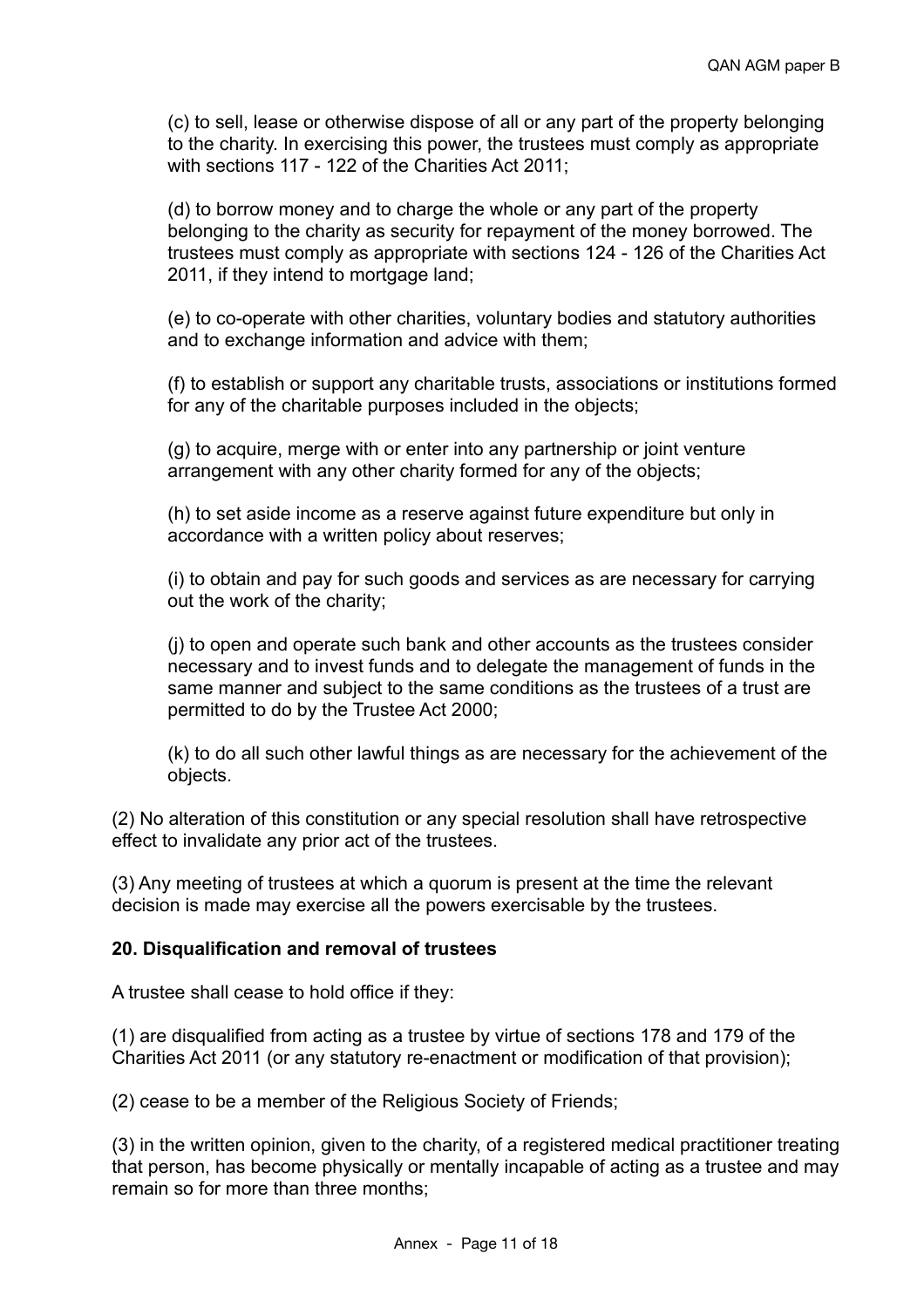(c) to sell, lease or otherwise dispose of all or any part of the property belonging to the charity. In exercising this power, the trustees must comply as appropriate with sections 117 - 122 of the Charities Act 2011;

(d) to borrow money and to charge the whole or any part of the property belonging to the charity as security for repayment of the money borrowed. The trustees must comply as appropriate with sections 124 - 126 of the Charities Act 2011, if they intend to mortgage land;

(e) to co-operate with other charities, voluntary bodies and statutory authorities and to exchange information and advice with them;

(f) to establish or support any charitable trusts, associations or institutions formed for any of the charitable purposes included in the objects;

(g) to acquire, merge with or enter into any partnership or joint venture arrangement with any other charity formed for any of the objects;

(h) to set aside income as a reserve against future expenditure but only in accordance with a written policy about reserves;

(i) to obtain and pay for such goods and services as are necessary for carrying out the work of the charity;

(j) to open and operate such bank and other accounts as the trustees consider necessary and to invest funds and to delegate the management of funds in the same manner and subject to the same conditions as the trustees of a trust are permitted to do by the Trustee Act 2000;

(k) to do all such other lawful things as are necessary for the achievement of the objects.

(2) No alteration of this constitution or any special resolution shall have retrospective effect to invalidate any prior act of the trustees.

(3) Any meeting of trustees at which a quorum is present at the time the relevant decision is made may exercise all the powers exercisable by the trustees.

**20. Disqualification and removal of trustees**

A trustee shall cease to hold office if they:

(1) are disqualified from acting as a trustee by virtue of sections 178 and 179 of the Charities Act 2011 (or any statutory re-enactment or modification of that provision);

(2) cease to be a member of the Religious Society of Friends;

(3) in the written opinion, given to the charity, of a registered medical practitioner treating that person, has become physically or mentally incapable of acting as a trustee and may remain so for more than three months;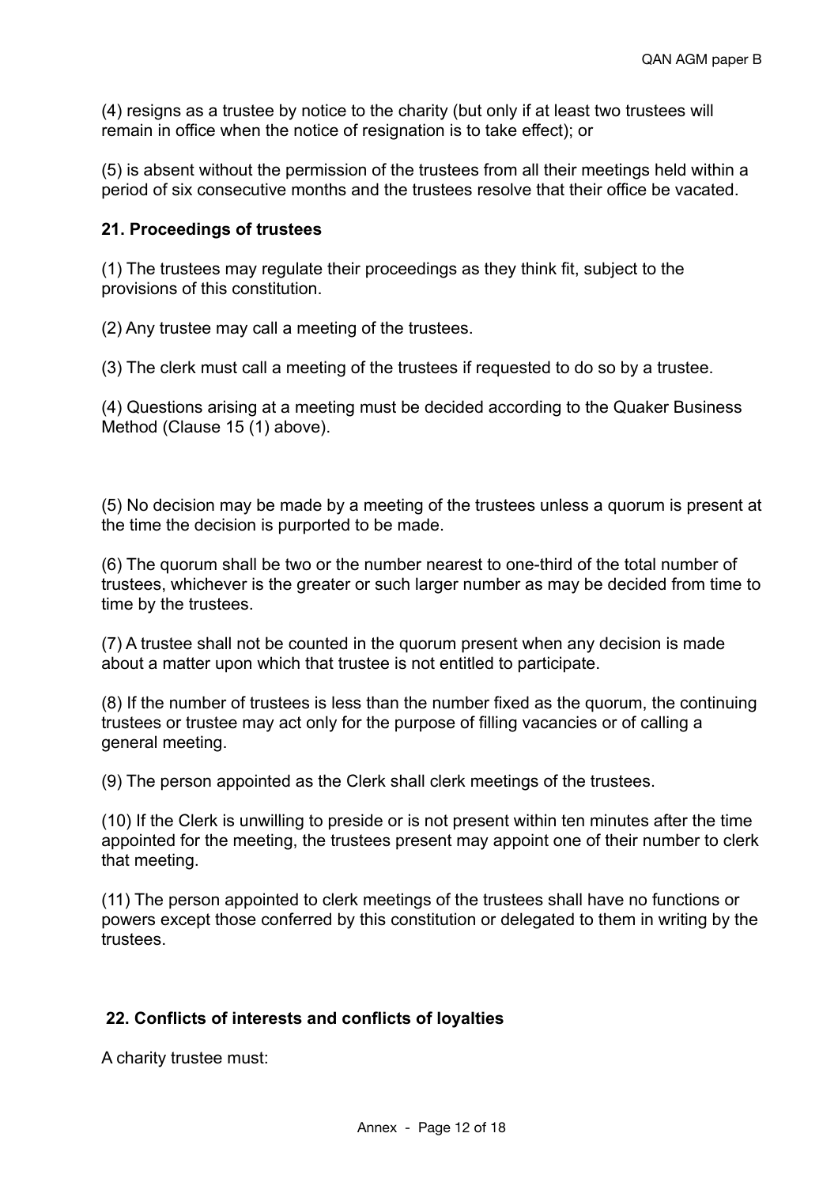(4) resigns as a trustee by notice to the charity (but only if at least two trustees will remain in office when the notice of resignation is to take effect); or

(5) is absent without the permission of the trustees from all their meetings held within a period of six consecutive months and the trustees resolve that their office be vacated.

**21. Proceedings of trustees**

(1) The trustees may regulate their proceedings as they think fit, subject to the provisions of this constitution.

(2) Any trustee may call a meeting of the trustees.

(3) The clerk must call a meeting of the trustees if requested to do so by a trustee.

(4) Questions arising at a meeting must be decided according to the Quaker Business Method (Clause 15 (1) above).

(5) No decision may be made by a meeting of the trustees unless a quorum is present at the time the decision is purported to be made.

(6) The quorum shall be two or the number nearest to one-third of the total number of trustees, whichever is the greater or such larger number as may be decided from time to time by the trustees.

(7) A trustee shall not be counted in the quorum present when any decision is made about a matter upon which that trustee is not entitled to participate.

(8) If the number of trustees is less than the number fixed as the quorum, the continuing trustees or trustee may act only for the purpose of filling vacancies or of calling a general meeting.

(9) The person appointed as the Clerk shall clerk meetings of the trustees.

(10) If the Clerk is unwilling to preside or is not present within ten minutes after the time appointed for the meeting, the trustees present may appoint one of their number to clerk that meeting.

(11) The person appointed to clerk meetings of the trustees shall have no functions or powers except those conferred by this constitution or delegated to them in writing by the trustees.

**22. Conflicts of interests and conflicts of loyalties**

A charity trustee must: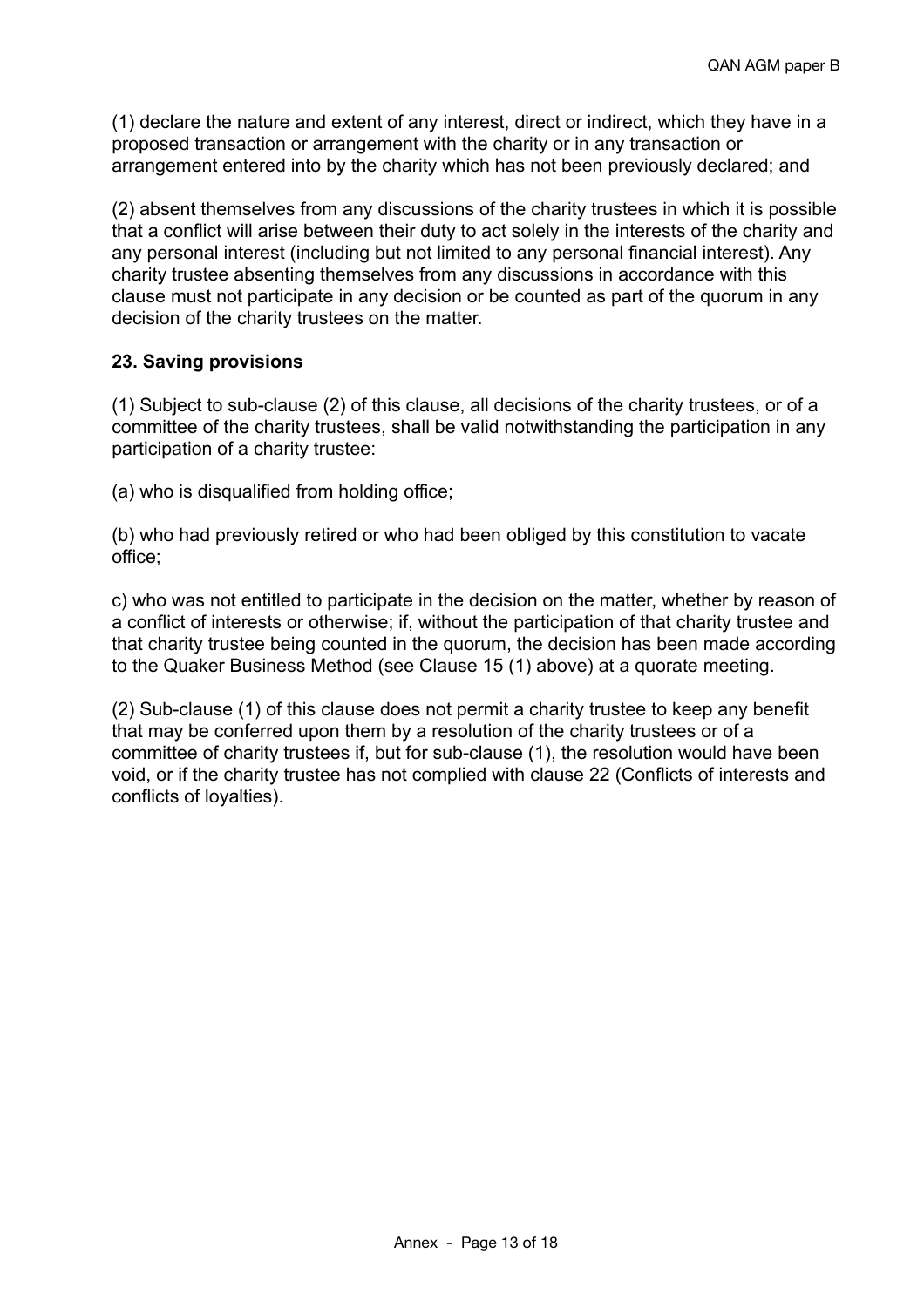(1) declare the nature and extent of any interest, direct or indirect, which they have in a proposed transaction or arrangement with the charity or in any transaction or arrangement entered into by the charity which has not been previously declared; and

(2) absent themselves from any discussions of the charity trustees in which it is possible that a conflict will arise between their duty to act solely in the interests of the charity and any personal interest (including but not limited to any personal financial interest). Any charity trustee absenting themselves from any discussions in accordance with this clause must not participate in any decision or be counted as part of the quorum in any decision of the charity trustees on the matter.

**23. Saving provisions**

(1) Subject to sub-clause (2) of this clause, all decisions of the charity trustees, or of a committee of the charity trustees, shall be valid notwithstanding the participation in any participation of a charity trustee:

(a) who is disqualified from holding office;

(b) who had previously retired or who had been obliged by this constitution to vacate office;

c) who was not entitled to participate in the decision on the matter, whether by reason of a conflict of interests or otherwise; if, without the participation of that charity trustee and that charity trustee being counted in the quorum, the decision has been made according to the Quaker Business Method (see Clause 15 (1) above) at a quorate meeting.

(2) Sub-clause (1) of this clause does not permit a charity trustee to keep any benefit that may be conferred upon them by a resolution of the charity trustees or of a committee of charity trustees if, but for sub-clause (1), the resolution would have been void, or if the charity trustee has not complied with clause 22 (Conflicts of interests and conflicts of loyalties).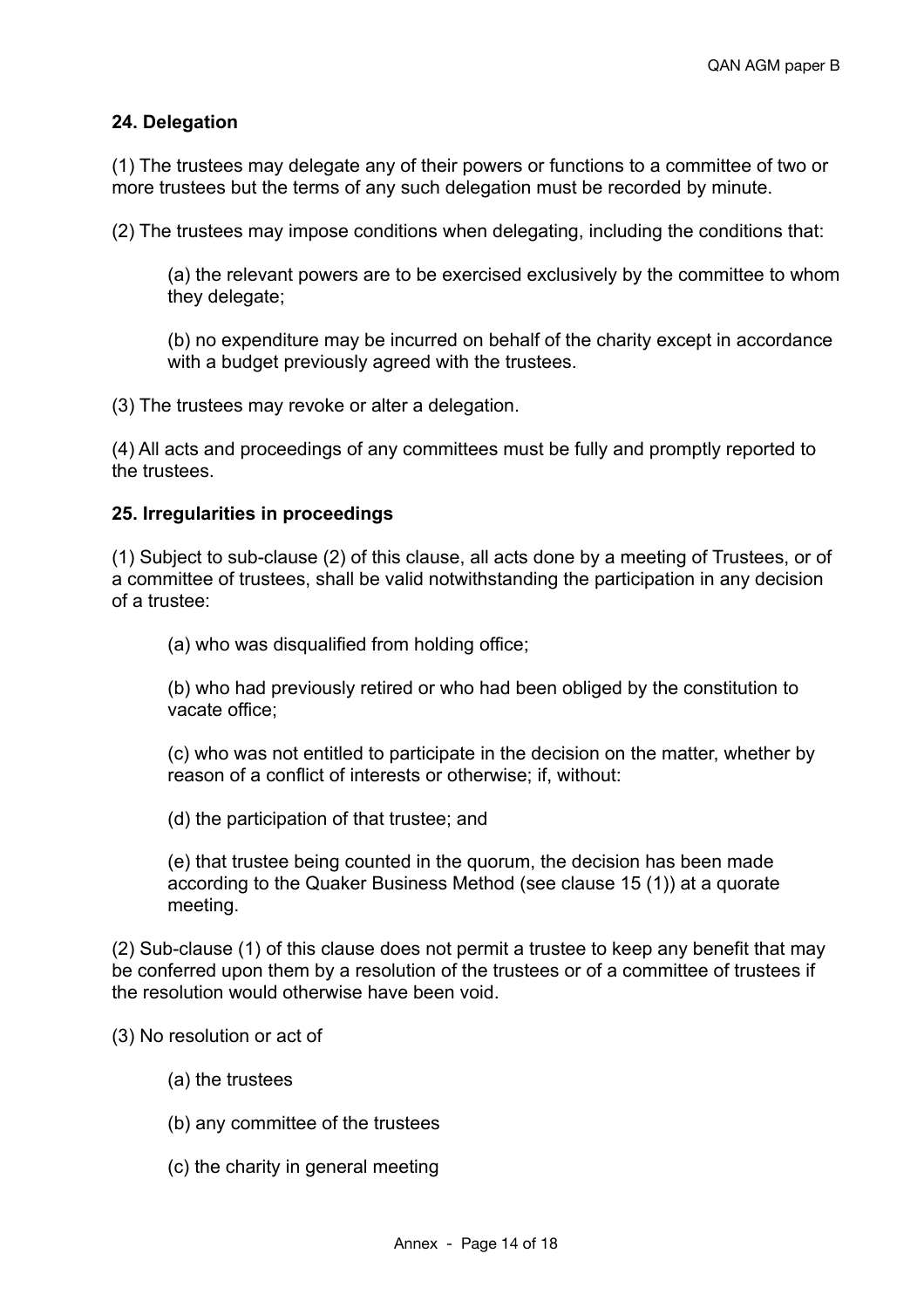**24. Delegation**

(1) The trustees may delegate any of their powers or functions to a committee of two or more trustees but the terms of any such delegation must be recorded by minute.

(2) The trustees may impose conditions when delegating, including the conditions that:

> (a) the relevant powers are to be exercised exclusively by the committee to whom they delegate;
>
> (b) no expenditure may be incurred on behalf of the charity except in accordance with a budget previously agreed with the trustees.

(3) The trustees may revoke or alter a delegation.

(4) All acts and proceedings of any committees must be fully and promptly reported to the trustees.

**25. Irregularities in proceedings**

(1) Subject to sub-clause (2) of this clause, all acts done by a meeting of Trustees, or of a committee of trustees, shall be valid notwithstanding the participation in any decision of a trustee:

> (a) who was disqualified from holding office;
>
> (b) who had previously retired or who had been obliged by the constitution to vacate office;
>
> (c) who was not entitled to participate in the decision on the matter, whether by reason of a conflict of interests or otherwise; if, without:
>
> (d) the participation of that trustee; and
>
> (e) that trustee being counted in the quorum, the decision has been made according to the Quaker Business Method (see clause 15 (1)) at a quorate meeting.

(2) Sub-clause (1) of this clause does not permit a trustee to keep any benefit that may be conferred upon them by a resolution of the trustees or of a committee of trustees if the resolution would otherwise have been void.

(3) No resolution or act of

> (a) the trustees
>
> (b) any committee of the trustees
>
> (c) the charity in general meeting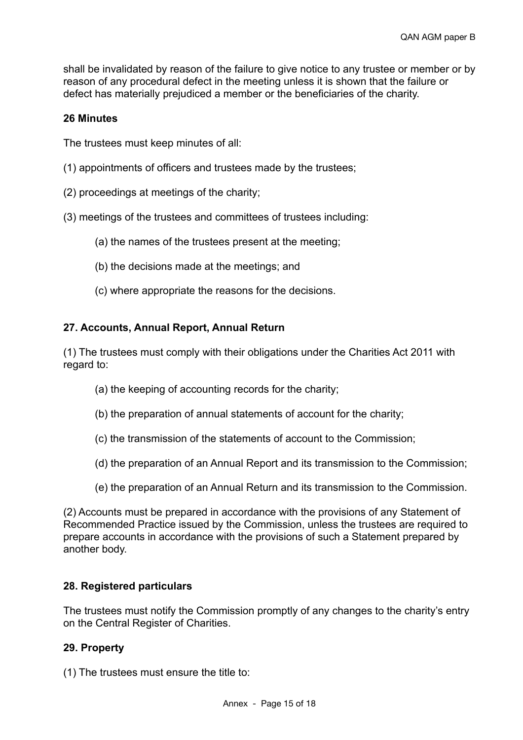shall be invalidated by reason of the failure to give notice to any trustee or member or by reason of any procedural defect in the meeting unless it is shown that the failure or defect has materially prejudiced a member or the beneficiaries of the charity.

**26 Minutes**

The trustees must keep minutes of all:

(1) appointments of officers and trustees made by the trustees;

(2) proceedings at meetings of the charity;

(3) meetings of the trustees and committees of trustees including:

> (a) the names of the trustees present at the meeting;
>
> (b) the decisions made at the meetings; and
>
> (c) where appropriate the reasons for the decisions.

**27. Accounts, Annual Report, Annual Return**

(1) The trustees must comply with their obligations under the Charities Act 2011 with regard to:

> (a) the keeping of accounting records for the charity;
>
> (b) the preparation of annual statements of account for the charity;
>
> (c) the transmission of the statements of account to the Commission;
>
> (d) the preparation of an Annual Report and its transmission to the Commission;
>
> (e) the preparation of an Annual Return and its transmission to the Commission.

(2) Accounts must be prepared in accordance with the provisions of any Statement of Recommended Practice issued by the Commission, unless the trustees are required to prepare accounts in accordance with the provisions of such a Statement prepared by another body.

**28. Registered particulars**

The trustees must notify the Commission promptly of any changes to the charity's entry on the Central Register of Charities.

**29. Property**

(1) The trustees must ensure the title to: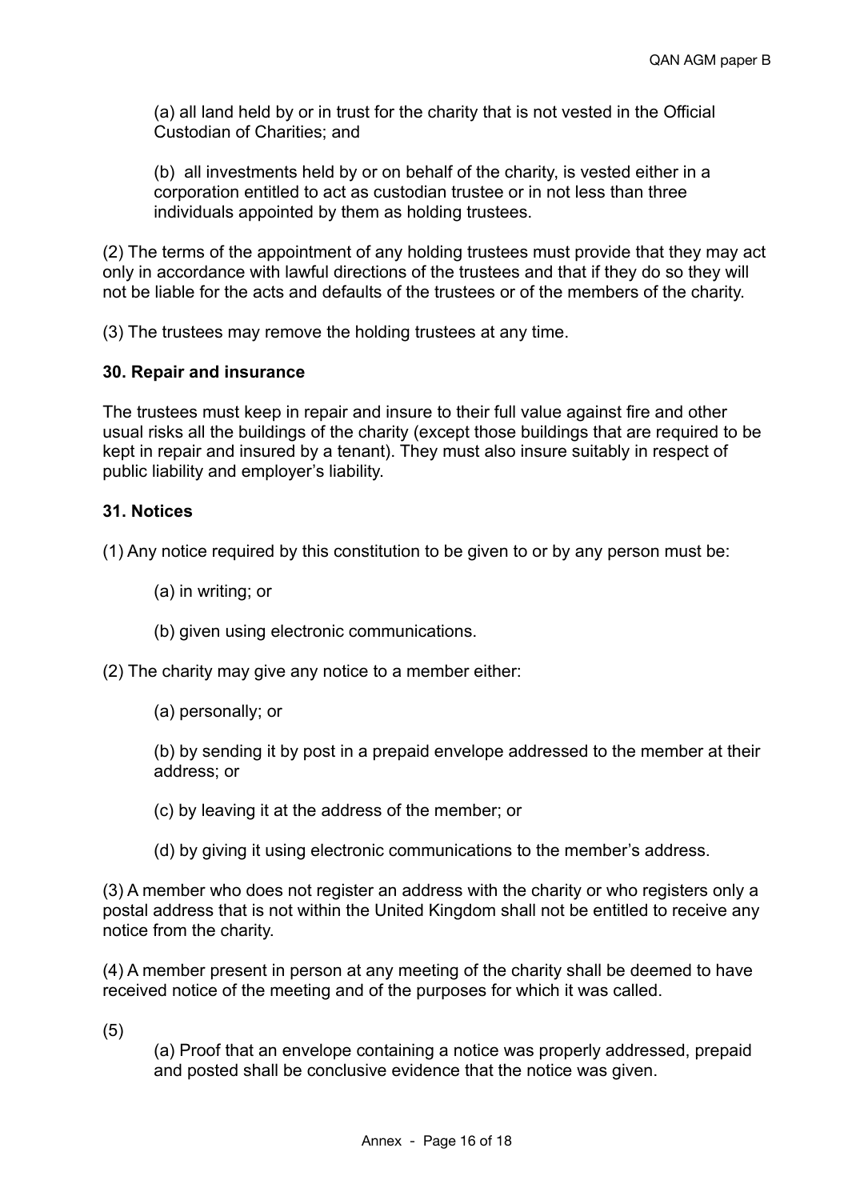(a) all land held by or in trust for the charity that is not vested in the Official Custodian of Charities; and

(b) all investments held by or on behalf of the charity, is vested either in a corporation entitled to act as custodian trustee or in not less than three individuals appointed by them as holding trustees.

(2) The terms of the appointment of any holding trustees must provide that they may act only in accordance with lawful directions of the trustees and that if they do so they will not be liable for the acts and defaults of the trustees or of the members of the charity.

(3) The trustees may remove the holding trustees at any time.

**30. Repair and insurance**

The trustees must keep in repair and insure to their full value against fire and other usual risks all the buildings of the charity (except those buildings that are required to be kept in repair and insured by a tenant). They must also insure suitably in respect of public liability and employer's liability.

**31. Notices**

(1) Any notice required by this constitution to be given to or by any person must be:

(a) in writing; or

(b) given using electronic communications.

(2) The charity may give any notice to a member either:

(a) personally; or

(b) by sending it by post in a prepaid envelope addressed to the member at their address; or

(c) by leaving it at the address of the member; or

(d) by giving it using electronic communications to the member's address.

(3) A member who does not register an address with the charity or who registers only a postal address that is not within the United Kingdom shall not be entitled to receive any notice from the charity.

(4) A member present in person at any meeting of the charity shall be deemed to have received notice of the meeting and of the purposes for which it was called.

(5)

(a) Proof that an envelope containing a notice was properly addressed, prepaid and posted shall be conclusive evidence that the notice was given.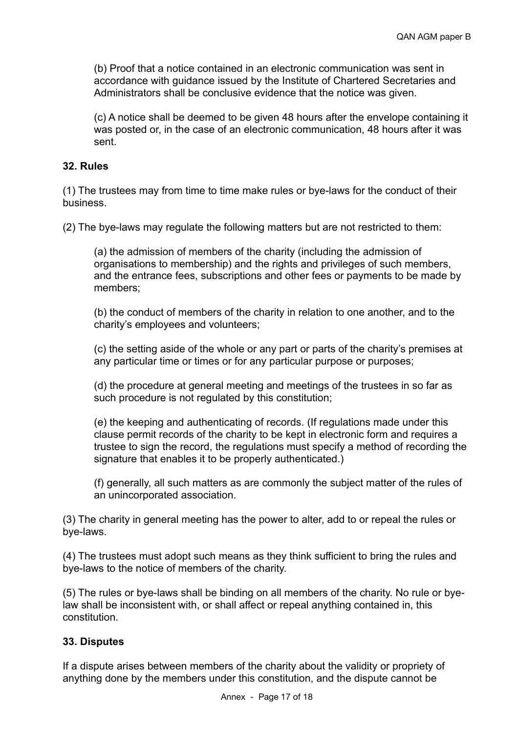(b) Proof that a notice contained in an electronic communication was sent in accordance with guidance issued by the Institute of Chartered Secretaries and Administrators shall be conclusive evidence that the notice was given.

(c) A notice shall be deemed to be given 48 hours after the envelope containing it was posted or, in the case of an electronic communication, 48 hours after it was sent.

**32. Rules**

(1) The trustees may from time to time make rules or bye-laws for the conduct of their business.

(2) The bye-laws may regulate the following matters but are not restricted to them:

(a) the admission of members of the charity (including the admission of organisations to membership) and the rights and privileges of such members, and the entrance fees, subscriptions and other fees or payments to be made by members;

(b) the conduct of members of the charity in relation to one another, and to the charity's employees and volunteers;

(c) the setting aside of the whole or any part or parts of the charity's premises at any particular time or times or for any particular purpose or purposes;

(d) the procedure at general meeting and meetings of the trustees in so far as such procedure is not regulated by this constitution;

(e) the keeping and authenticating of records. (If regulations made under this clause permit records of the charity to be kept in electronic form and requires a trustee to sign the record, the regulations must specify a method of recording the signature that enables it to be properly authenticated.)

(f) generally, all such matters as are commonly the subject matter of the rules of an unincorporated association.

(3) The charity in general meeting has the power to alter, add to or repeal the rules or bye-laws.

(4) The trustees must adopt such means as they think sufficient to bring the rules and bye-laws to the notice of members of the charity.

(5) The rules or bye-laws shall be binding on all members of the charity. No rule or bye-law shall be inconsistent with, or shall affect or repeal anything contained in, this constitution.

**33. Disputes**

If a dispute arises between members of the charity about the validity or propriety of anything done by the members under this constitution, and the dispute cannot be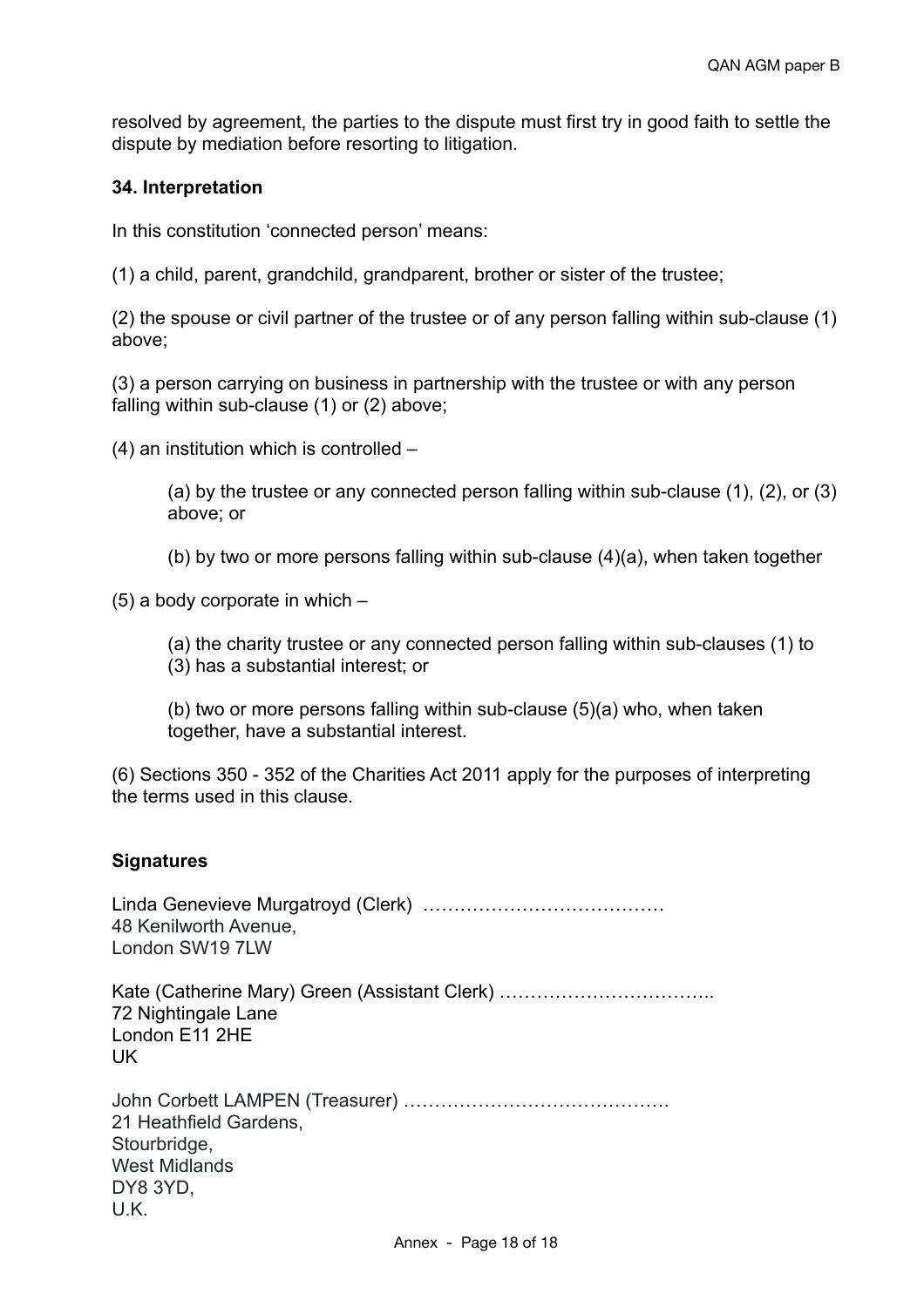resolved by agreement, the parties to the dispute must first try in good faith to settle the dispute by mediation before resorting to litigation.

**34. Interpretation**

In this constitution 'connected person' means:

(1) a child, parent, grandchild, grandparent, brother or sister of the trustee;

(2) the spouse or civil partner of the trustee or of any person falling within sub-clause (1) above;

(3) a person carrying on business in partnership with the trustee or with any person falling within sub-clause (1) or (2) above;

(4) an institution which is controlled –

> (a) by the trustee or any connected person falling within sub-clause (1), (2), or (3) above; or
>
> (b) by two or more persons falling within sub-clause (4)(a), when taken together

(5) a body corporate in which –

> (a) the charity trustee or any connected person falling within sub-clauses (1) to (3) has a substantial interest; or
>
> (b) two or more persons falling within sub-clause (5)(a) who, when taken together, have a substantial interest.

(6) Sections 350 - 352 of the Charities Act 2011 apply for the purposes of interpreting the terms used in this clause.

**Signatures**

Linda Genevieve Murgatroyd (Clerk) …………………………………
48 Kenilworth Avenue,
London SW19 7LW

Kate (Catherine Mary) Green (Assistant Clerk) ……………………………..
72 Nightingale Lane
London E11 2HE
UK

John Corbett LAMPEN (Treasurer) ……………………………………
21 Heathfield Gardens,
Stourbridge,
West Midlands
DY8 3YD,
U.K.